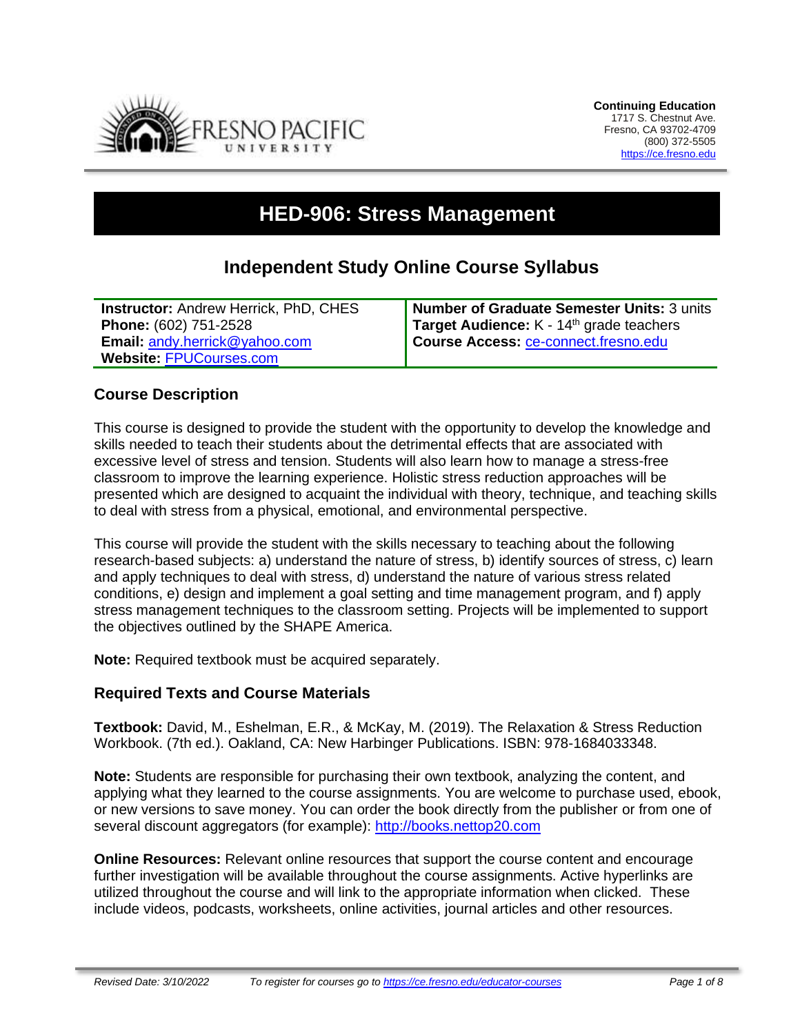**Continuing Education**
1717 S. Chestnut Ave.
Fresno, CA 93702-4709
(800) 372-5505
https://ce.fresno.edu

# HED-906: Stress Management

## Independent Study Online Course Syllabus

| **Instructor:** Andrew Herrick, PhD, CHES<br>**Phone:** (602) 751-2528<br>**Email:** andy.herrick@yahoo.com<br>**Website:** FPUCourses.com | **Number of Graduate Semester Units:** 3 units<br>**Target Audience:** K - 14th grade teachers<br>**Course Access:** ce-connect.fresno.edu |
| --- | --- |

### Course Description

This course is designed to provide the student with the opportunity to develop the knowledge and skills needed to teach their students about the detrimental effects that are associated with excessive level of stress and tension. Students will also learn how to manage a stress-free classroom to improve the learning experience. Holistic stress reduction approaches will be presented which are designed to acquaint the individual with theory, technique, and teaching skills to deal with stress from a physical, emotional, and environmental perspective.

This course will provide the student with the skills necessary to teaching about the following research-based subjects: a) understand the nature of stress, b) identify sources of stress, c) learn and apply techniques to deal with stress, d) understand the nature of various stress related conditions, e) design and implement a goal setting and time management program, and f) apply stress management techniques to the classroom setting. Projects will be implemented to support the objectives outlined by the SHAPE America.

**Note:** Required textbook must be acquired separately.

### Required Texts and Course Materials

**Textbook:** David, M., Eshelman, E.R., & McKay, M. (2019). The Relaxation & Stress Reduction Workbook. (7th ed.). Oakland, CA: New Harbinger Publications. ISBN: 978-1684033348.

**Note:** Students are responsible for purchasing their own textbook, analyzing the content, and applying what they learned to the course assignments. You are welcome to purchase used, ebook, or new versions to save money. You can order the book directly from the publisher or from one of several discount aggregators (for example): http://books.nettop20.com

**Online Resources:** Relevant online resources that support the course content and encourage further investigation will be available throughout the course assignments. Active hyperlinks are utilized throughout the course and will link to the appropriate information when clicked. These include videos, podcasts, worksheets, online activities, journal articles and other resources.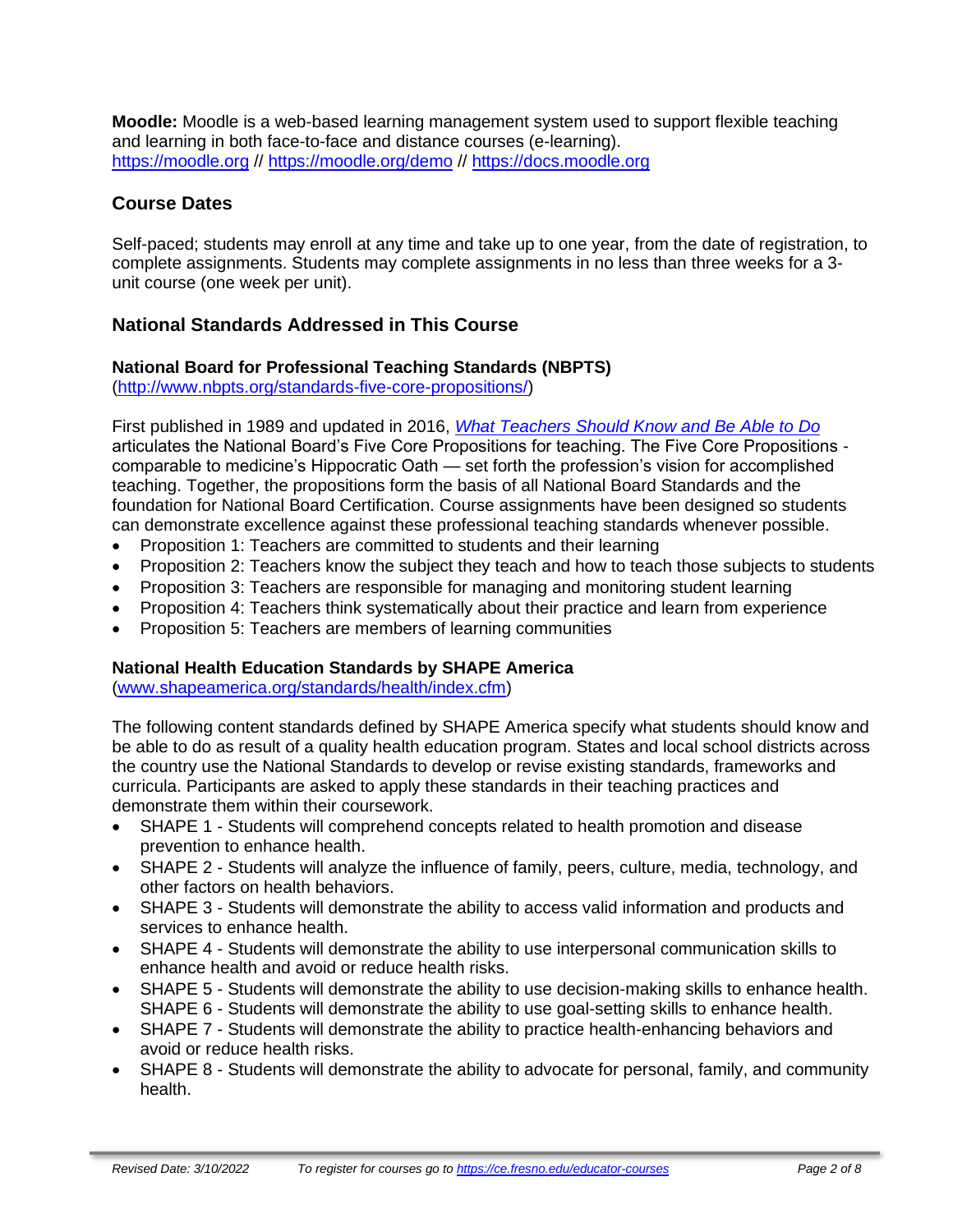**Moodle:** Moodle is a web-based learning management system used to support flexible teaching and learning in both face-to-face and distance courses (e-learning).
[https://moodle.org](https://moodle.org) // [https://moodle.org/demo](https://moodle.org/demo) // [https://docs.moodle.org](https://docs.moodle.org)

## Course Dates

Self-paced; students may enroll at any time and take up to one year, from the date of registration, to complete assignments. Students may complete assignments in no less than three weeks for a 3-unit course (one week per unit).

## National Standards Addressed in This Course

### National Board for Professional Teaching Standards (NBPTS)

([http://www.nbpts.org/standards-five-core-propositions/](http://www.nbpts.org/standards-five-core-propositions/))

First published in 1989 and updated in 2016, *What Teachers Should Know and Be Able to Do* articulates the National Board's Five Core Propositions for teaching. The Five Core Propositions - comparable to medicine's Hippocratic Oath — set forth the profession's vision for accomplished teaching. Together, the propositions form the basis of all National Board Standards and the foundation for National Board Certification. Course assignments have been designed so students can demonstrate excellence against these professional teaching standards whenever possible.

- Proposition 1: Teachers are committed to students and their learning
- Proposition 2: Teachers know the subject they teach and how to teach those subjects to students
- Proposition 3: Teachers are responsible for managing and monitoring student learning
- Proposition 4: Teachers think systematically about their practice and learn from experience
- Proposition 5: Teachers are members of learning communities

### National Health Education Standards by SHAPE America

([www.shapeamerica.org/standards/health/index.cfm](www.shapeamerica.org/standards/health/index.cfm))

The following content standards defined by SHAPE America specify what students should know and be able to do as result of a quality health education program. States and local school districts across the country use the National Standards to develop or revise existing standards, frameworks and curricula. Participants are asked to apply these standards in their teaching practices and demonstrate them within their coursework.

- SHAPE 1 - Students will comprehend concepts related to health promotion and disease prevention to enhance health.
- SHAPE 2 - Students will analyze the influence of family, peers, culture, media, technology, and other factors on health behaviors.
- SHAPE 3 - Students will demonstrate the ability to access valid information and products and services to enhance health.
- SHAPE 4 - Students will demonstrate the ability to use interpersonal communication skills to enhance health and avoid or reduce health risks.
- SHAPE 5 - Students will demonstrate the ability to use decision-making skills to enhance health. SHAPE 6 - Students will demonstrate the ability to use goal-setting skills to enhance health.
- SHAPE 7 - Students will demonstrate the ability to practice health-enhancing behaviors and avoid or reduce health risks.
- SHAPE 8 - Students will demonstrate the ability to advocate for personal, family, and community health.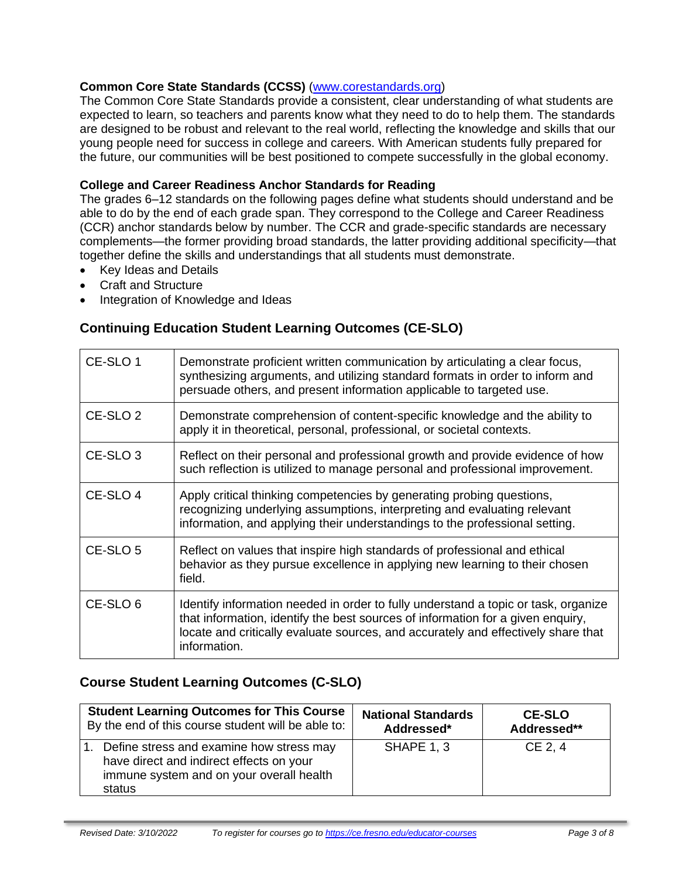**Common Core State Standards (CCSS)** (www.corestandards.org)

The Common Core State Standards provide a consistent, clear understanding of what students are expected to learn, so teachers and parents know what they need to do to help them. The standards are designed to be robust and relevant to the real world, reflecting the knowledge and skills that our young people need for success in college and careers. With American students fully prepared for the future, our communities will be best positioned to compete successfully in the global economy.

**College and Career Readiness Anchor Standards for Reading**

The grades 6–12 standards on the following pages define what students should understand and be able to do by the end of each grade span. They correspond to the College and Career Readiness (CCR) anchor standards below by number. The CCR and grade-specific standards are necessary complements—the former providing broad standards, the latter providing additional specificity—that together define the skills and understandings that all students must demonstrate.

- Key Ideas and Details
- Craft and Structure
- Integration of Knowledge and Ideas

## Continuing Education Student Learning Outcomes (CE-SLO)

| | |
|---|---|
| CE-SLO 1 | Demonstrate proficient written communication by articulating a clear focus, synthesizing arguments, and utilizing standard formats in order to inform and persuade others, and present information applicable to targeted use. |
| CE-SLO 2 | Demonstrate comprehension of content-specific knowledge and the ability to apply it in theoretical, personal, professional, or societal contexts. |
| CE-SLO 3 | Reflect on their personal and professional growth and provide evidence of how such reflection is utilized to manage personal and professional improvement. |
| CE-SLO 4 | Apply critical thinking competencies by generating probing questions, recognizing underlying assumptions, interpreting and evaluating relevant information, and applying their understandings to the professional setting. |
| CE-SLO 5 | Reflect on values that inspire high standards of professional and ethical behavior as they pursue excellence in applying new learning to their chosen field. |
| CE-SLO 6 | Identify information needed in order to fully understand a topic or task, organize that information, identify the best sources of information for a given enquiry, locate and critically evaluate sources, and accurately and effectively share that information. |

## Course Student Learning Outcomes (C-SLO)

| **Student Learning Outcomes for This Course** By the end of this course student will be able to: | **National Standards Addressed*** | **CE-SLO Addressed**** |
|---|---|---|
| 1. Define stress and examine how stress may have direct and indirect effects on your immune system and on your overall health status | SHAPE 1, 3 | CE 2, 4 |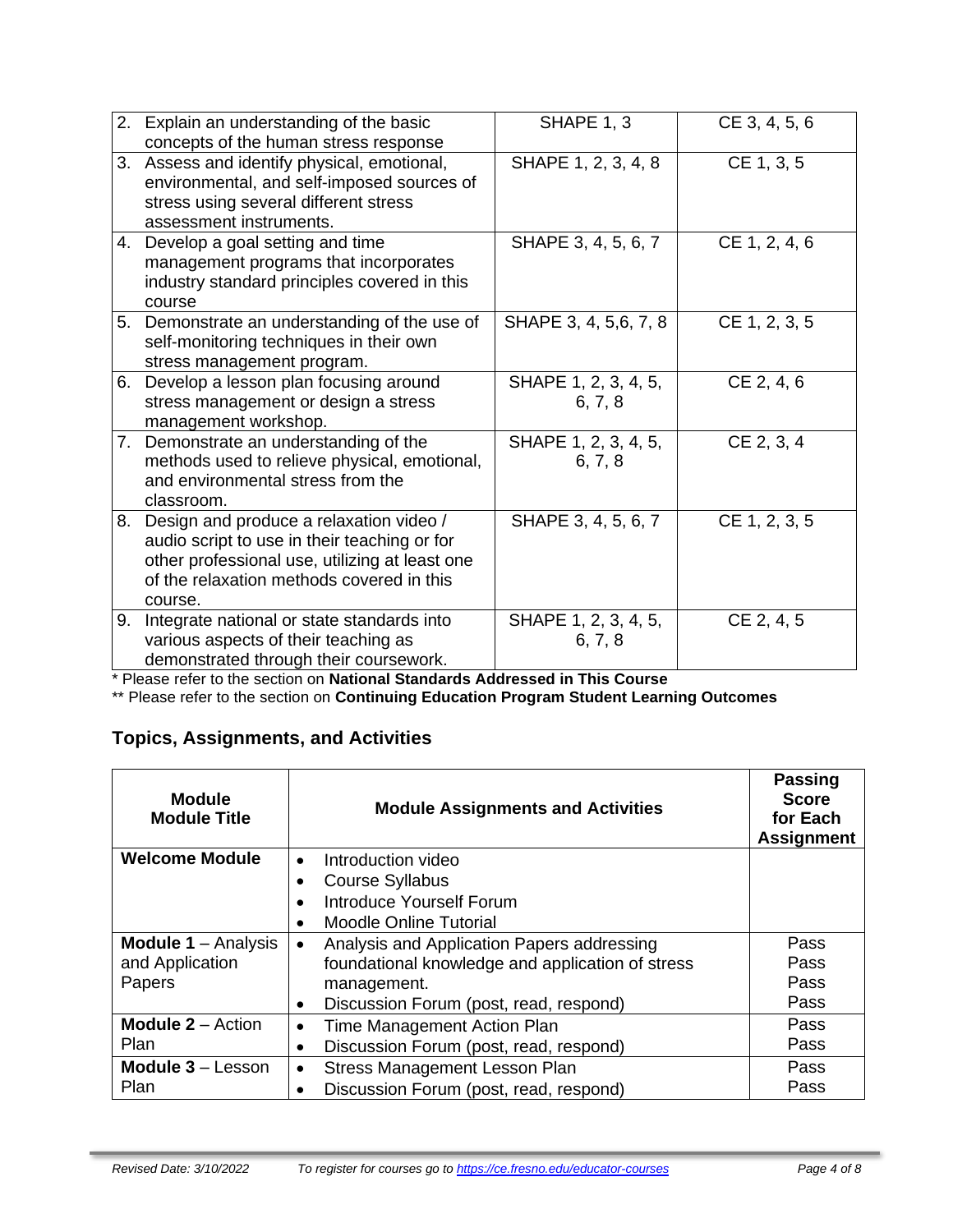| | | |
|---|---|---|
| 2. Explain an understanding of the basic concepts of the human stress response | SHAPE 1, 3 | CE 3, 4, 5, 6 |
| 3. Assess and identify physical, emotional, environmental, and self-imposed sources of stress using several different stress assessment instruments. | SHAPE 1, 2, 3, 4, 8 | CE 1, 3, 5 |
| 4. Develop a goal setting and time management programs that incorporates industry standard principles covered in this course | SHAPE 3, 4, 5, 6, 7 | CE 1, 2, 4, 6 |
| 5. Demonstrate an understanding of the use of self-monitoring techniques in their own stress management program. | SHAPE 3, 4, 5,6, 7, 8 | CE 1, 2, 3, 5 |
| 6. Develop a lesson plan focusing around stress management or design a stress management workshop. | SHAPE 1, 2, 3, 4, 5, 6, 7, 8 | CE 2, 4, 6 |
| 7. Demonstrate an understanding of the methods used to relieve physical, emotional, and environmental stress from the classroom. | SHAPE 1, 2, 3, 4, 5, 6, 7, 8 | CE 2, 3, 4 |
| 8. Design and produce a relaxation video / audio script to use in their teaching or for other professional use, utilizing at least one of the relaxation methods covered in this course. | SHAPE 3, 4, 5, 6, 7 | CE 1, 2, 3, 5 |
| 9. Integrate national or state standards into various aspects of their teaching as demonstrated through their coursework. | SHAPE 1, 2, 3, 4, 5, 6, 7, 8 | CE 2, 4, 5 |

* Please refer to the section on **National Standards Addressed in This Course**

** Please refer to the section on **Continuing Education Program Student Learning Outcomes**

## Topics, Assignments, and Activities

| Module Module Title | Module Assignments and Activities | Passing Score for Each Assignment |
|---|---|---|
| **Welcome Module** | • Introduction video<br>• Course Syllabus<br>• Introduce Yourself Forum<br>• Moodle Online Tutorial | |
| **Module 1** – Analysis and Application Papers | • Analysis and Application Papers addressing foundational knowledge and application of stress management.<br>• Discussion Forum (post, read, respond) | Pass<br>Pass<br>Pass<br>Pass |
| **Module 2** – Action Plan | • Time Management Action Plan<br>• Discussion Forum (post, read, respond) | Pass<br>Pass |
| **Module 3** – Lesson Plan | • Stress Management Lesson Plan<br>• Discussion Forum (post, read, respond) | Pass<br>Pass |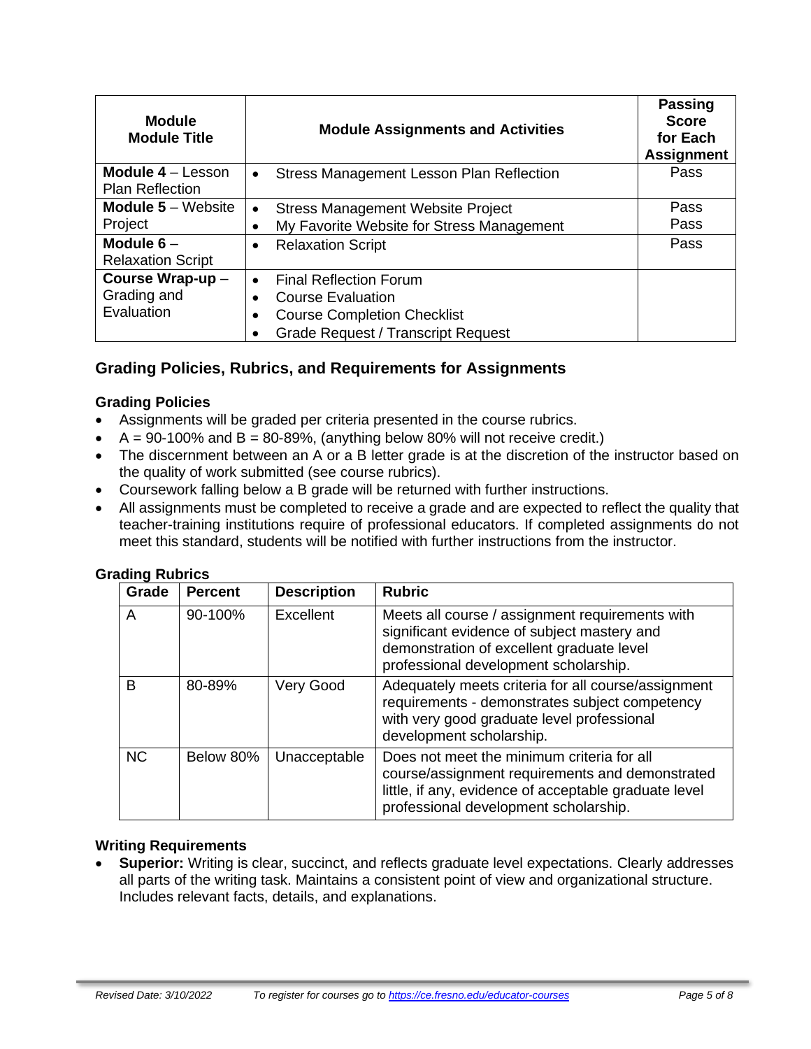| **Module**<br>**Module Title** | **Module Assignments and Activities** | **Passing Score for Each Assignment** |
|---|---|---|
| **Module 4** – Lesson Plan Reflection | • Stress Management Lesson Plan Reflection | Pass |
| **Module 5** – Website Project | • Stress Management Website Project<br>• My Favorite Website for Stress Management | Pass<br>Pass |
| **Module 6** – Relaxation Script | • Relaxation Script | Pass |
| **Course Wrap-up** – Grading and Evaluation | • Final Reflection Forum<br>• Course Evaluation<br>• Course Completion Checklist<br>• Grade Request / Transcript Request | |

## Grading Policies, Rubrics, and Requirements for Assignments

### Grading Policies

- Assignments will be graded per criteria presented in the course rubrics.
- A = 90-100% and B = 80-89%, (anything below 80% will not receive credit.)
- The discernment between an A or a B letter grade is at the discretion of the instructor based on the quality of work submitted (see course rubrics).
- Coursework falling below a B grade will be returned with further instructions.
- All assignments must be completed to receive a grade and are expected to reflect the quality that teacher-training institutions require of professional educators. If completed assignments do not meet this standard, students will be notified with further instructions from the instructor.

### Grading Rubrics

| Grade | Percent | Description | Rubric |
|---|---|---|---|
| A | 90-100% | Excellent | Meets all course / assignment requirements with significant evidence of subject mastery and demonstration of excellent graduate level professional development scholarship. |
| B | 80-89% | Very Good | Adequately meets criteria for all course/assignment requirements - demonstrates subject competency with very good graduate level professional development scholarship. |
| NC | Below 80% | Unacceptable | Does not meet the minimum criteria for all course/assignment requirements and demonstrated little, if any, evidence of acceptable graduate level professional development scholarship. |

### Writing Requirements

- **Superior:** Writing is clear, succinct, and reflects graduate level expectations. Clearly addresses all parts of the writing task. Maintains a consistent point of view and organizational structure. Includes relevant facts, details, and explanations.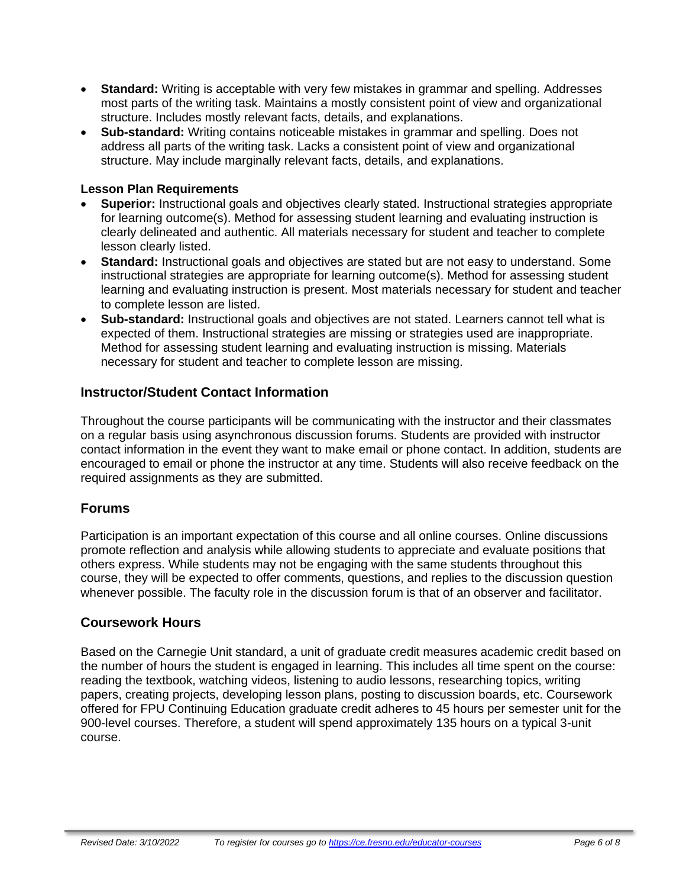- **Standard:** Writing is acceptable with very few mistakes in grammar and spelling. Addresses most parts of the writing task. Maintains a mostly consistent point of view and organizational structure. Includes mostly relevant facts, details, and explanations.
- **Sub-standard:** Writing contains noticeable mistakes in grammar and spelling. Does not address all parts of the writing task. Lacks a consistent point of view and organizational structure. May include marginally relevant facts, details, and explanations.

**Lesson Plan Requirements**

- **Superior:** Instructional goals and objectives clearly stated. Instructional strategies appropriate for learning outcome(s). Method for assessing student learning and evaluating instruction is clearly delineated and authentic. All materials necessary for student and teacher to complete lesson clearly listed.
- **Standard:** Instructional goals and objectives are stated but are not easy to understand. Some instructional strategies are appropriate for learning outcome(s). Method for assessing student learning and evaluating instruction is present. Most materials necessary for student and teacher to complete lesson are listed.
- **Sub-standard:** Instructional goals and objectives are not stated. Learners cannot tell what is expected of them. Instructional strategies are missing or strategies used are inappropriate. Method for assessing student learning and evaluating instruction is missing. Materials necessary for student and teacher to complete lesson are missing.

## Instructor/Student Contact Information

Throughout the course participants will be communicating with the instructor and their classmates on a regular basis using asynchronous discussion forums. Students are provided with instructor contact information in the event they want to make email or phone contact. In addition, students are encouraged to email or phone the instructor at any time. Students will also receive feedback on the required assignments as they are submitted.

## Forums

Participation is an important expectation of this course and all online courses. Online discussions promote reflection and analysis while allowing students to appreciate and evaluate positions that others express. While students may not be engaging with the same students throughout this course, they will be expected to offer comments, questions, and replies to the discussion question whenever possible. The faculty role in the discussion forum is that of an observer and facilitator.

## Coursework Hours

Based on the Carnegie Unit standard, a unit of graduate credit measures academic credit based on the number of hours the student is engaged in learning. This includes all time spent on the course: reading the textbook, watching videos, listening to audio lessons, researching topics, writing papers, creating projects, developing lesson plans, posting to discussion boards, etc. Coursework offered for FPU Continuing Education graduate credit adheres to 45 hours per semester unit for the 900-level courses. Therefore, a student will spend approximately 135 hours on a typical 3-unit course.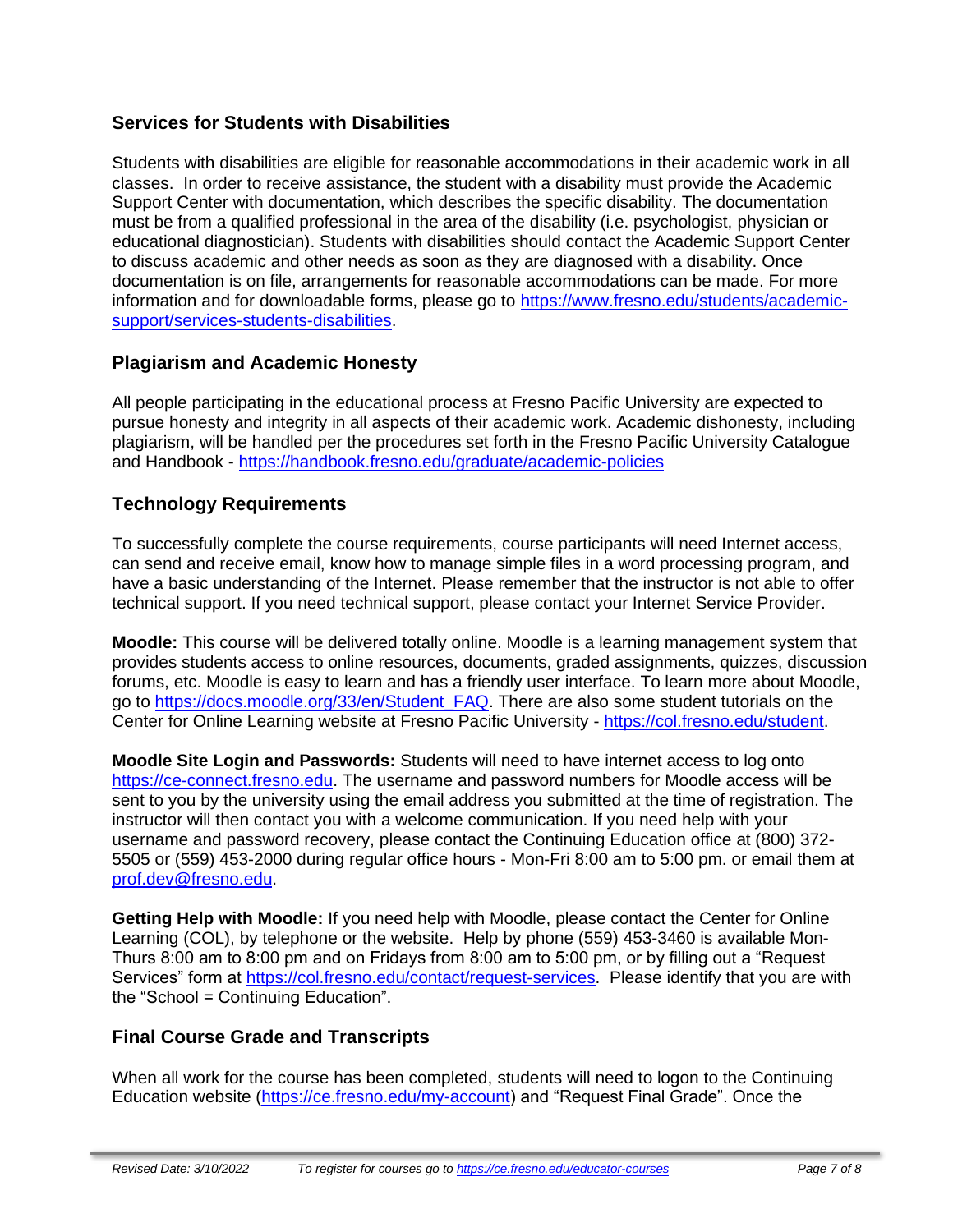## Services for Students with Disabilities

Students with disabilities are eligible for reasonable accommodations in their academic work in all classes. In order to receive assistance, the student with a disability must provide the Academic Support Center with documentation, which describes the specific disability. The documentation must be from a qualified professional in the area of the disability (i.e. psychologist, physician or educational diagnostician). Students with disabilities should contact the Academic Support Center to discuss academic and other needs as soon as they are diagnosed with a disability. Once documentation is on file, arrangements for reasonable accommodations can be made. For more information and for downloadable forms, please go to [https://www.fresno.edu/students/academic-support/services-students-disabilities](https://www.fresno.edu/students/academic-support/services-students-disabilities).

## Plagiarism and Academic Honesty

All people participating in the educational process at Fresno Pacific University are expected to pursue honesty and integrity in all aspects of their academic work. Academic dishonesty, including plagiarism, will be handled per the procedures set forth in the Fresno Pacific University Catalogue and Handbook - [https://handbook.fresno.edu/graduate/academic-policies](https://handbook.fresno.edu/graduate/academic-policies)

## Technology Requirements

To successfully complete the course requirements, course participants will need Internet access, can send and receive email, know how to manage simple files in a word processing program, and have a basic understanding of the Internet. Please remember that the instructor is not able to offer technical support. If you need technical support, please contact your Internet Service Provider.

**Moodle:** This course will be delivered totally online. Moodle is a learning management system that provides students access to online resources, documents, graded assignments, quizzes, discussion forums, etc. Moodle is easy to learn and has a friendly user interface. To learn more about Moodle, go to [https://docs.moodle.org/33/en/Student_FAQ](https://docs.moodle.org/33/en/Student_FAQ). There are also some student tutorials on the Center for Online Learning website at Fresno Pacific University - [https://col.fresno.edu/student](https://col.fresno.edu/student).

**Moodle Site Login and Passwords:** Students will need to have internet access to log onto [https://ce-connect.fresno.edu](https://ce-connect.fresno.edu). The username and password numbers for Moodle access will be sent to you by the university using the email address you submitted at the time of registration. The instructor will then contact you with a welcome communication. If you need help with your username and password recovery, please contact the Continuing Education office at (800) 372-5505 or (559) 453-2000 during regular office hours - Mon-Fri 8:00 am to 5:00 pm. or email them at [prof.dev@fresno.edu](mailto:prof.dev@fresno.edu).

**Getting Help with Moodle:** If you need help with Moodle, please contact the Center for Online Learning (COL), by telephone or the website. Help by phone (559) 453-3460 is available Mon-Thurs 8:00 am to 8:00 pm and on Fridays from 8:00 am to 5:00 pm, or by filling out a "Request Services" form at [https://col.fresno.edu/contact/request-services](https://col.fresno.edu/contact/request-services). Please identify that you are with the "School = Continuing Education".

## Final Course Grade and Transcripts

When all work for the course has been completed, students will need to logon to the Continuing Education website ([https://ce.fresno.edu/my-account](https://ce.fresno.edu/my-account)) and "Request Final Grade". Once the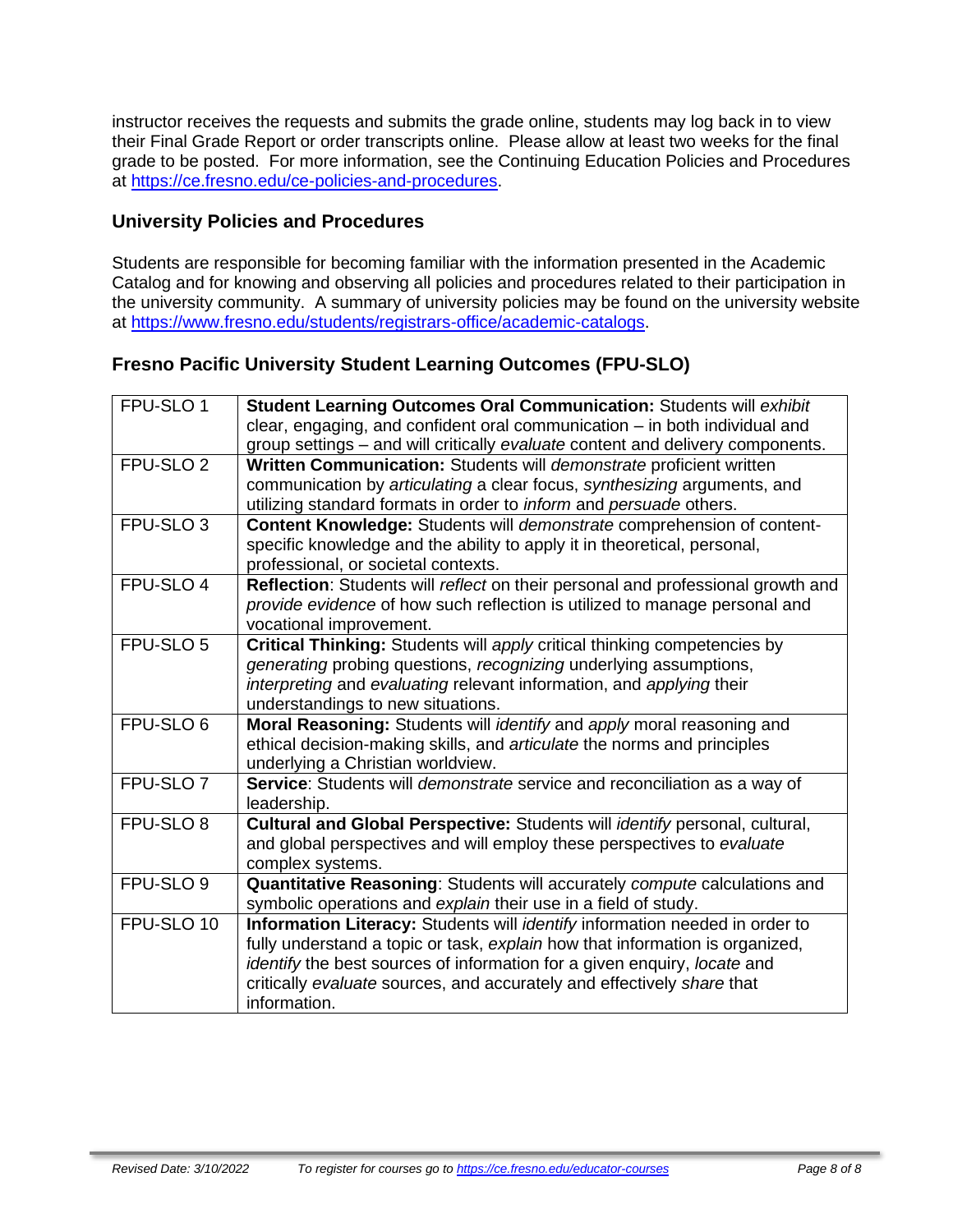instructor receives the requests and submits the grade online, students may log back in to view their Final Grade Report or order transcripts online. Please allow at least two weeks for the final grade to be posted. For more information, see the Continuing Education Policies and Procedures at https://ce.fresno.edu/ce-policies-and-procedures.

## University Policies and Procedures

Students are responsible for becoming familiar with the information presented in the Academic Catalog and for knowing and observing all policies and procedures related to their participation in the university community. A summary of university policies may be found on the university website at https://www.fresno.edu/students/registrars-office/academic-catalogs.

## Fresno Pacific University Student Learning Outcomes (FPU-SLO)

| | |
|---|---|
| FPU-SLO 1 | **Student Learning Outcomes Oral Communication:** Students will *exhibit* clear, engaging, and confident oral communication – in both individual and group settings – and will critically *evaluate* content and delivery components. |
| FPU-SLO 2 | **Written Communication:** Students will *demonstrate* proficient written communication by *articulating* a clear focus, *synthesizing* arguments, and utilizing standard formats in order to *inform* and *persuade* others. |
| FPU-SLO 3 | **Content Knowledge:** Students will *demonstrate* comprehension of content-specific knowledge and the ability to apply it in theoretical, personal, professional, or societal contexts. |
| FPU-SLO 4 | **Reflection**: Students will *reflect* on their personal and professional growth and *provide evidence* of how such reflection is utilized to manage personal and vocational improvement. |
| FPU-SLO 5 | **Critical Thinking:** Students will *apply* critical thinking competencies by *generating* probing questions, *recognizing* underlying assumptions, *interpreting* and *evaluating* relevant information, and *applying* their understandings to new situations. |
| FPU-SLO 6 | **Moral Reasoning:** Students will *identify* and *apply* moral reasoning and ethical decision-making skills, and *articulate* the norms and principles underlying a Christian worldview. |
| FPU-SLO 7 | **Service**: Students will *demonstrate* service and reconciliation as a way of leadership. |
| FPU-SLO 8 | **Cultural and Global Perspective:** Students will *identify* personal, cultural, and global perspectives and will employ these perspectives to *evaluate* complex systems. |
| FPU-SLO 9 | **Quantitative Reasoning**: Students will accurately *compute* calculations and symbolic operations and *explain* their use in a field of study. |
| FPU-SLO 10 | **Information Literacy:** Students will *identify* information needed in order to fully understand a topic or task, *explain* how that information is organized, *identify* the best sources of information for a given enquiry, *locate* and critically *evaluate* sources, and accurately and effectively *share* that information. |